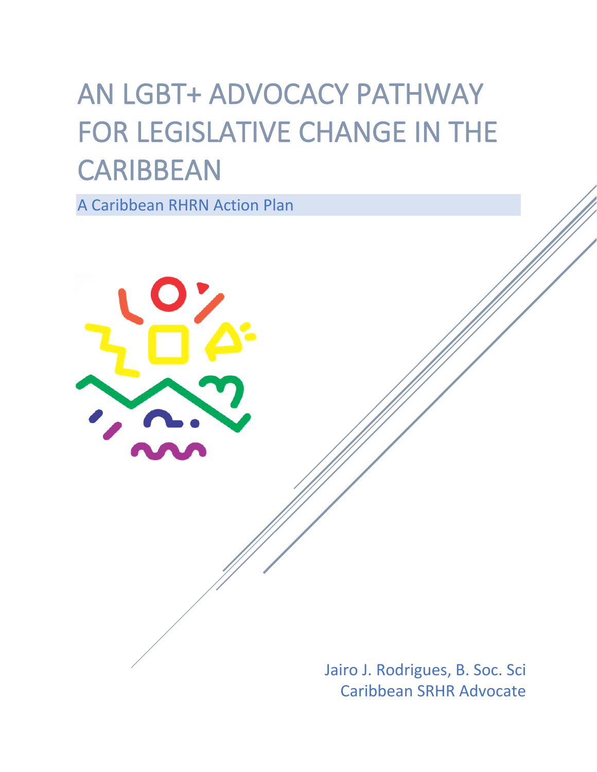# AN LGBT+ ADVOCACY PATHWAY FOR LEGISLATIVE CHANGE IN THE CARIBBEAN

A Caribbean RHRN Action Plan

Jairo J. Rodrigues, B. Soc. Sci
Caribbean SRHR Advocate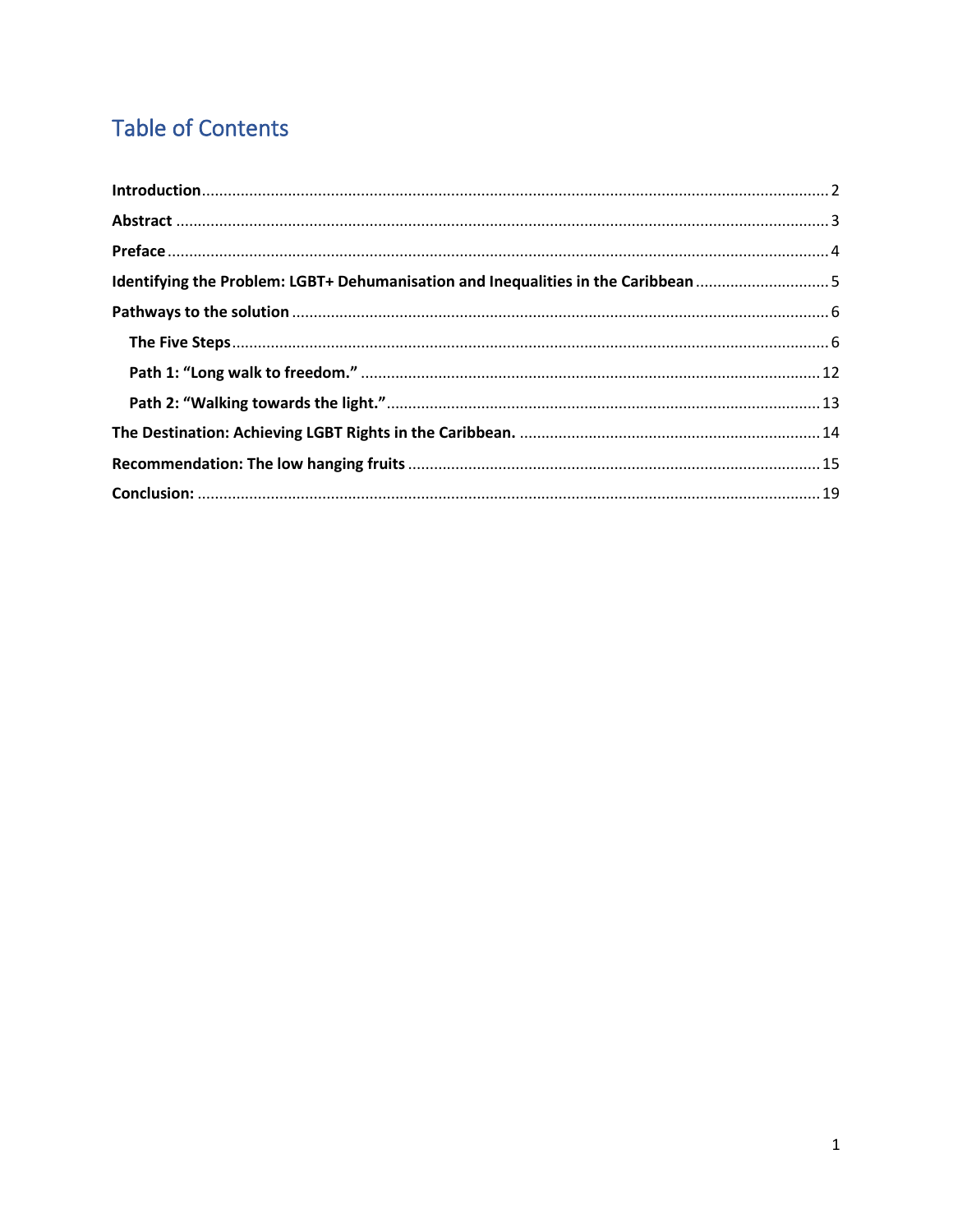# Table of Contents

**Introduction** ..... 2

**Abstract** ..... 3

**Preface** ..... 4

**Identifying the Problem: LGBT+ Dehumanisation and Inequalities in the Caribbean** ..... 5

**Pathways to the solution** ..... 6

- **The Five Steps** ..... 6
- **Path 1: "Long walk to freedom."** ..... 12
- **Path 2: "Walking towards the light."** ..... 13

**The Destination: Achieving LGBT Rights in the Caribbean.** ..... 14

**Recommendation: The low hanging fruits** ..... 15

**Conclusion:** ..... 19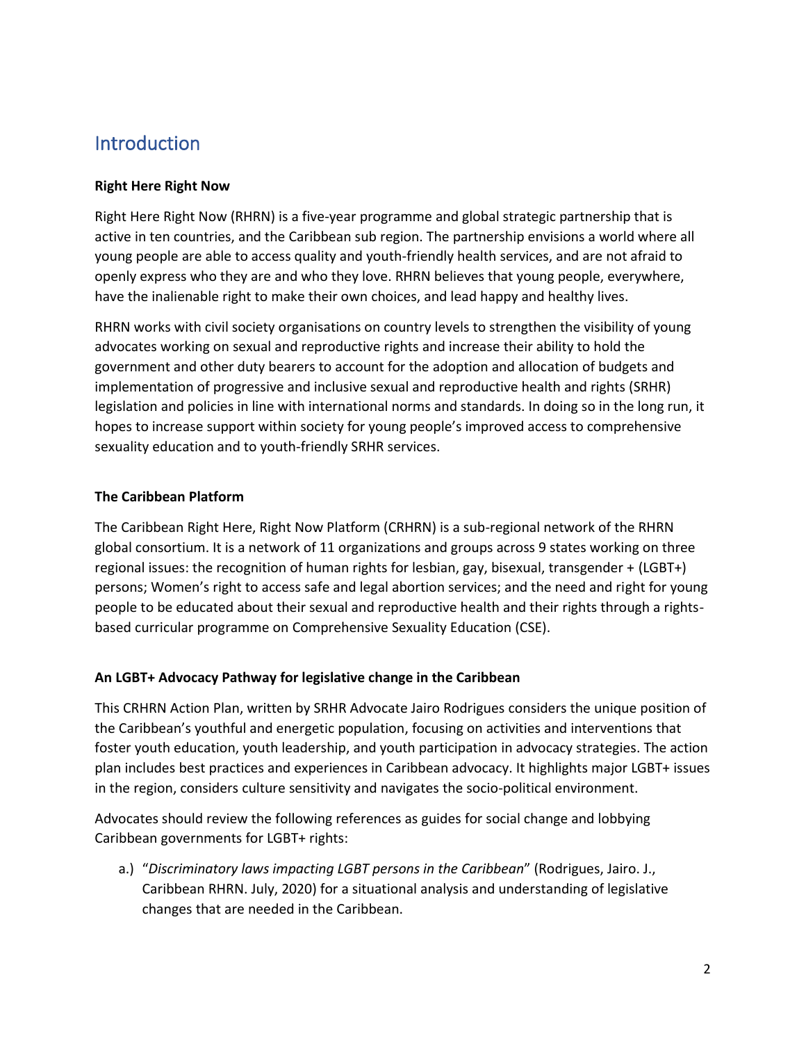# Introduction

**Right Here Right Now**

Right Here Right Now (RHRN) is a five-year programme and global strategic partnership that is active in ten countries, and the Caribbean sub region. The partnership envisions a world where all young people are able to access quality and youth-friendly health services, and are not afraid to openly express who they are and who they love. RHRN believes that young people, everywhere, have the inalienable right to make their own choices, and lead happy and healthy lives.

RHRN works with civil society organisations on country levels to strengthen the visibility of young advocates working on sexual and reproductive rights and increase their ability to hold the government and other duty bearers to account for the adoption and allocation of budgets and implementation of progressive and inclusive sexual and reproductive health and rights (SRHR) legislation and policies in line with international norms and standards. In doing so in the long run, it hopes to increase support within society for young people's improved access to comprehensive sexuality education and to youth-friendly SRHR services.

**The Caribbean Platform**

The Caribbean Right Here, Right Now Platform (CRHRN) is a sub-regional network of the RHRN global consortium. It is a network of 11 organizations and groups across 9 states working on three regional issues: the recognition of human rights for lesbian, gay, bisexual, transgender + (LGBT+) persons; Women's right to access safe and legal abortion services; and the need and right for young people to be educated about their sexual and reproductive health and their rights through a rights-based curricular programme on Comprehensive Sexuality Education (CSE).

**An LGBT+ Advocacy Pathway for legislative change in the Caribbean**

This CRHRN Action Plan, written by SRHR Advocate Jairo Rodrigues considers the unique position of the Caribbean's youthful and energetic population, focusing on activities and interventions that foster youth education, youth leadership, and youth participation in advocacy strategies. The action plan includes best practices and experiences in Caribbean advocacy. It highlights major LGBT+ issues in the region, considers culture sensitivity and navigates the socio-political environment.

Advocates should review the following references as guides for social change and lobbying Caribbean governments for LGBT+ rights:

a.) "*Discriminatory laws impacting LGBT persons in the Caribbean*" (Rodrigues, Jairo. J., Caribbean RHRN. July, 2020) for a situational analysis and understanding of legislative changes that are needed in the Caribbean.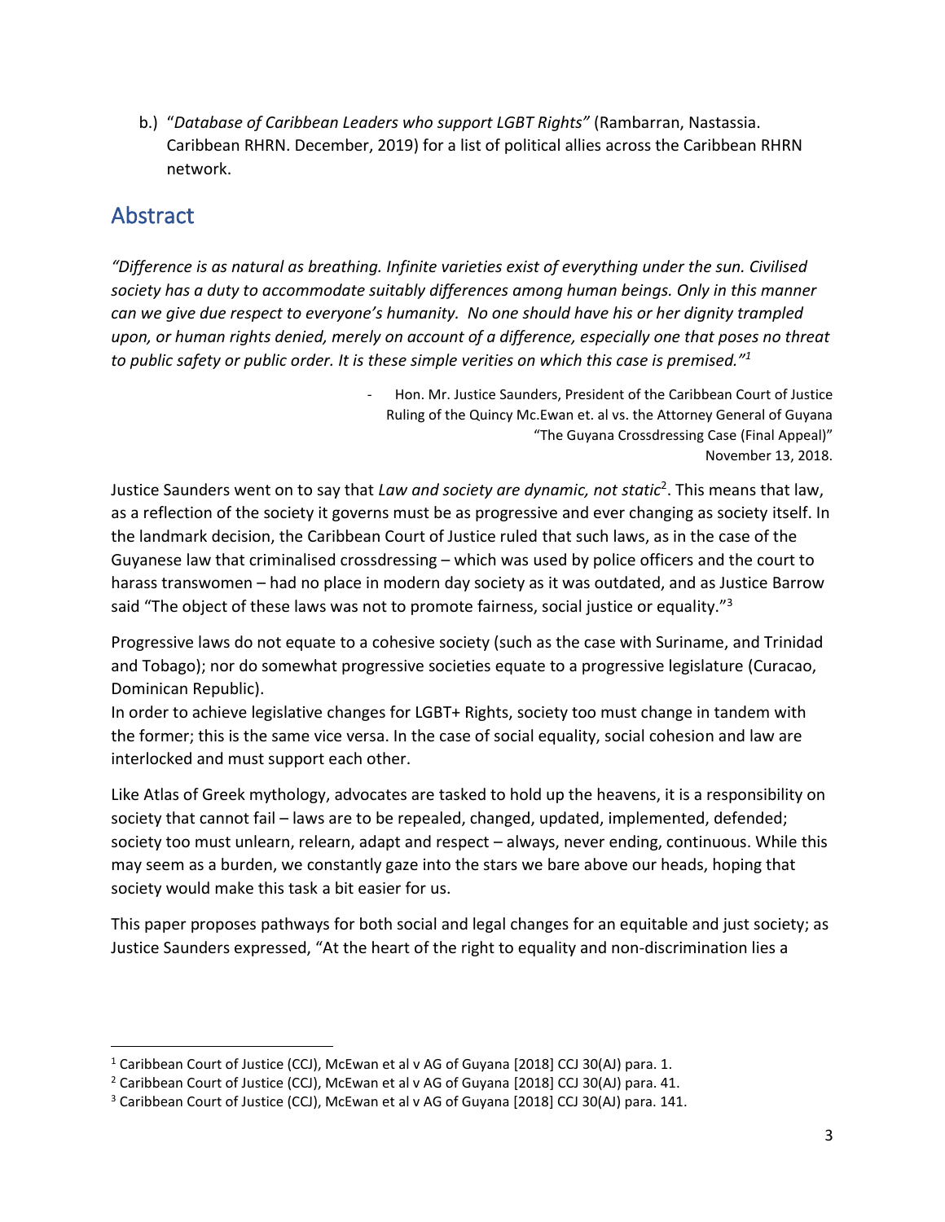b.) "*Database of Caribbean Leaders who support LGBT Rights"* (Rambarran, Nastassia. Caribbean RHRN. December, 2019) for a list of political allies across the Caribbean RHRN network.

## Abstract

*"Difference is as natural as breathing. Infinite varieties exist of everything under the sun. Civilised society has a duty to accommodate suitably differences among human beings. Only in this manner can we give due respect to everyone's humanity. No one should have his or her dignity trampled upon, or human rights denied, merely on account of a difference, especially one that poses no threat to public safety or public order. It is these simple verities on which this case is premised."*[1]

- Hon. Mr. Justice Saunders, President of the Caribbean Court of Justice
Ruling of the Quincy Mc.Ewan et. al vs. the Attorney General of Guyana
"The Guyana Crossdressing Case (Final Appeal)"
November 13, 2018.

Justice Saunders went on to say that *Law and society are dynamic, not static*[2]. This means that law, as a reflection of the society it governs must be as progressive and ever changing as society itself. In the landmark decision, the Caribbean Court of Justice ruled that such laws, as in the case of the Guyanese law that criminalised crossdressing – which was used by police officers and the court to harass transwomen – had no place in modern day society as it was outdated, and as Justice Barrow said "The object of these laws was not to promote fairness, social justice or equality."[3]

Progressive laws do not equate to a cohesive society (such as the case with Suriname, and Trinidad and Tobago); nor do somewhat progressive societies equate to a progressive legislature (Curacao, Dominican Republic).
In order to achieve legislative changes for LGBT+ Rights, society too must change in tandem with the former; this is the same vice versa. In the case of social equality, social cohesion and law are interlocked and must support each other.

Like Atlas of Greek mythology, advocates are tasked to hold up the heavens, it is a responsibility on society that cannot fail – laws are to be repealed, changed, updated, implemented, defended; society too must unlearn, relearn, adapt and respect – always, never ending, continuous. While this may seem as a burden, we constantly gaze into the stars we bare above our heads, hoping that society would make this task a bit easier for us.

This paper proposes pathways for both social and legal changes for an equitable and just society; as Justice Saunders expressed, "At the heart of the right to equality and non-discrimination lies a

---

[1] Caribbean Court of Justice (CCJ), McEwan et al v AG of Guyana [2018] CCJ 30(AJ) para. 1.
[2] Caribbean Court of Justice (CCJ), McEwan et al v AG of Guyana [2018] CCJ 30(AJ) para. 41.
[3] Caribbean Court of Justice (CCJ), McEwan et al v AG of Guyana [2018] CCJ 30(AJ) para. 141.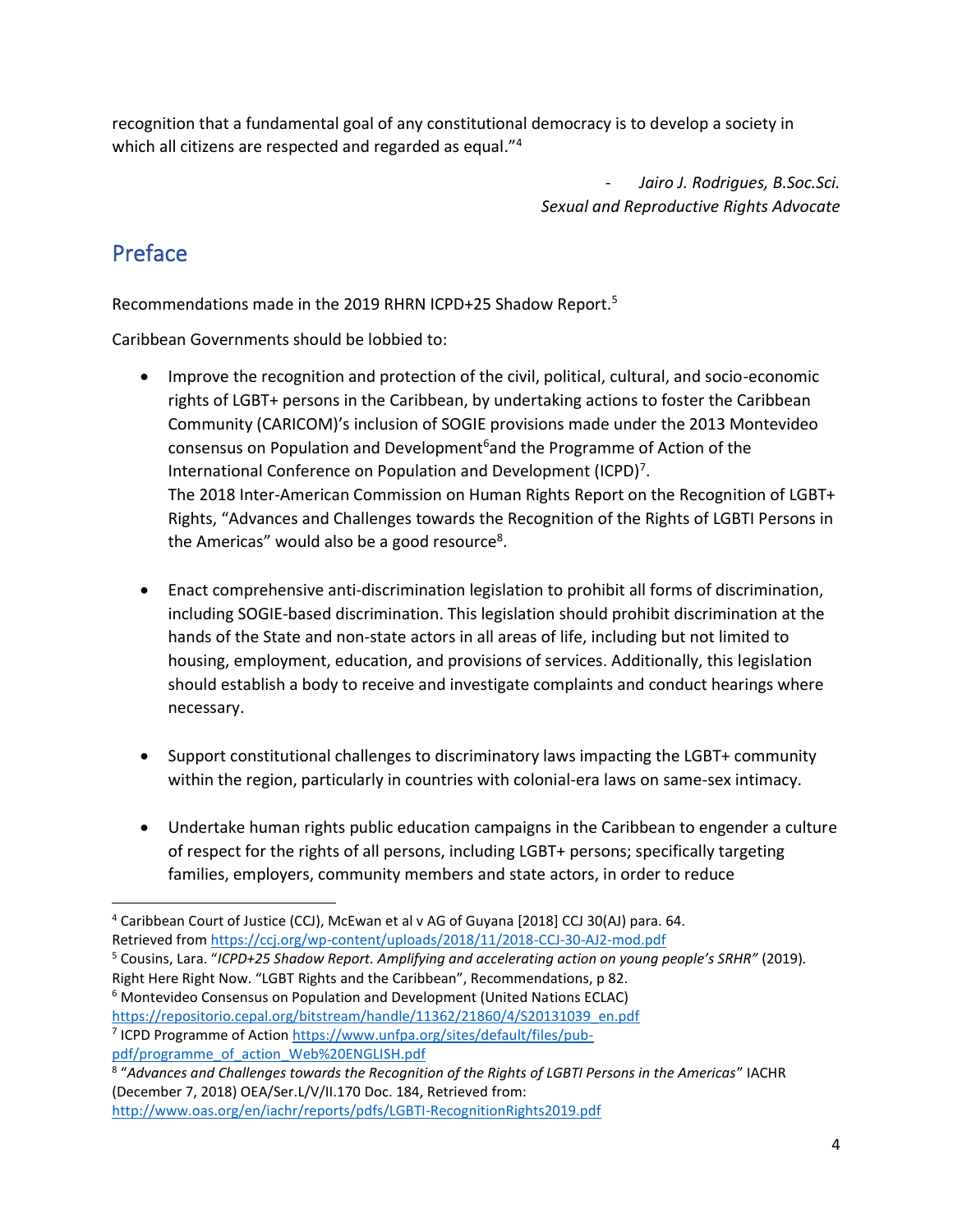recognition that a fundamental goal of any constitutional democracy is to develop a society in which all citizens are respected and regarded as equal."[4]

> - *Jairo J. Rodrigues, B.Soc.Sci.*
> *Sexual and Reproductive Rights Advocate*

## Preface

Recommendations made in the 2019 RHRN ICPD+25 Shadow Report.[5]

Caribbean Governments should be lobbied to:

- Improve the recognition and protection of the civil, political, cultural, and socio-economic rights of LGBT+ persons in the Caribbean, by undertaking actions to foster the Caribbean Community (CARICOM)'s inclusion of SOGIE provisions made under the 2013 Montevideo consensus on Population and Development[6] and the Programme of Action of the International Conference on Population and Development (ICPD)[7].
  The 2018 Inter-American Commission on Human Rights Report on the Recognition of LGBT+ Rights, "Advances and Challenges towards the Recognition of the Rights of LGBTI Persons in the Americas" would also be a good resource[8].

- Enact comprehensive anti-discrimination legislation to prohibit all forms of discrimination, including SOGIE-based discrimination. This legislation should prohibit discrimination at the hands of the State and non-state actors in all areas of life, including but not limited to housing, employment, education, and provisions of services. Additionally, this legislation should establish a body to receive and investigate complaints and conduct hearings where necessary.

- Support constitutional challenges to discriminatory laws impacting the LGBT+ community within the region, particularly in countries with colonial-era laws on same-sex intimacy.

- Undertake human rights public education campaigns in the Caribbean to engender a culture of respect for the rights of all persons, including LGBT+ persons; specifically targeting families, employers, community members and state actors, in order to reduce

---

[4] Caribbean Court of Justice (CCJ), McEwan et al v AG of Guyana [2018] CCJ 30(AJ) para. 64. Retrieved from https://ccj.org/wp-content/uploads/2018/11/2018-CCJ-30-AJ2-mod.pdf

[5] Cousins, Lara. "*ICPD+25 Shadow Report. Amplifying and accelerating action on young people's SRHR"* (2019). Right Here Right Now. "LGBT Rights and the Caribbean", Recommendations, p 82.

[6] Montevideo Consensus on Population and Development (United Nations ECLAC) https://repositorio.cepal.org/bitstream/handle/11362/21860/4/S20131039_en.pdf

[7] ICPD Programme of Action https://www.unfpa.org/sites/default/files/pub-pdf/programme_of_action_Web%20ENGLISH.pdf

[8] "*Advances and Challenges towards the Recognition of the Rights of LGBTI Persons in the Americas*" IACHR (December 7, 2018) OEA/Ser.L/V/II.170 Doc. 184, Retrieved from: http://www.oas.org/en/iachr/reports/pdfs/LGBTI-RecognitionRights2019.pdf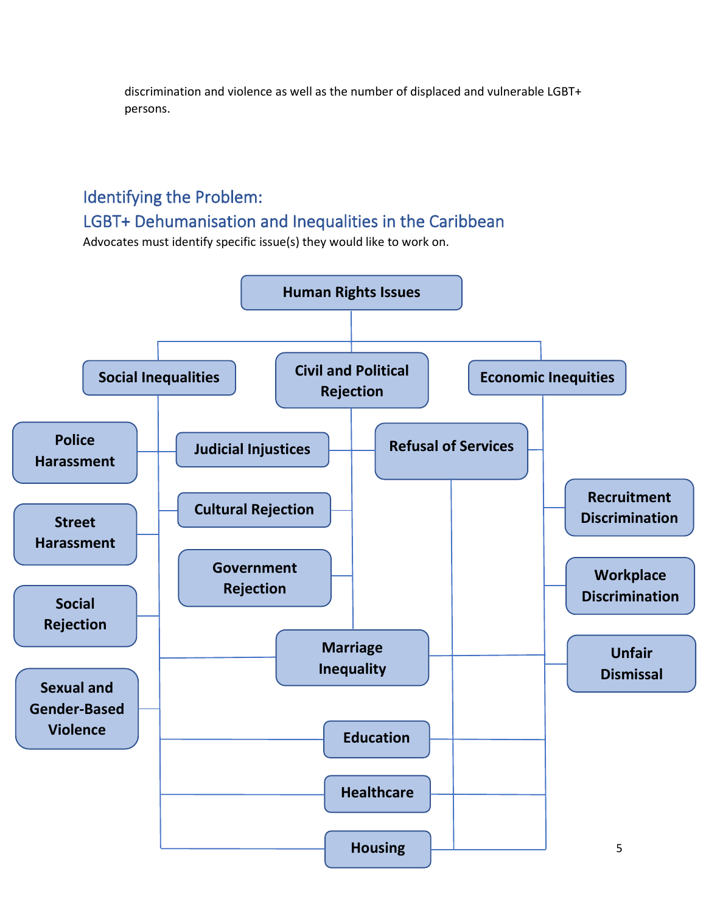discrimination and violence as well as the number of displaced and vulnerable LGBT+ persons.

## Identifying the Problem:
## LGBT+ Dehumanisation and Inequalities in the Caribbean

Advocates must identify specific issue(s) they would like to work on.

**Human Rights Issues**

- **Social Inequalities**
  - Police Harassment
  - Street Harassment
  - Social Rejection
  - Sexual and Gender-Based Violence
  - Judicial Injustices
  - Cultural Rejection
  - Marriage Inequality
  - Education
  - Healthcare
  - Housing
- **Civil and Political Rejection**
  - Judicial Injustices
  - Refusal of Services
  - Cultural Rejection
  - Government Rejection
  - Marriage Inequality
- **Economic Inequities**
  - Refusal of Services
  - Recruitment Discrimination
  - Workplace Discrimination
  - Unfair Dismissal
  - Marriage Inequality
  - Education
  - Healthcare
  - Housing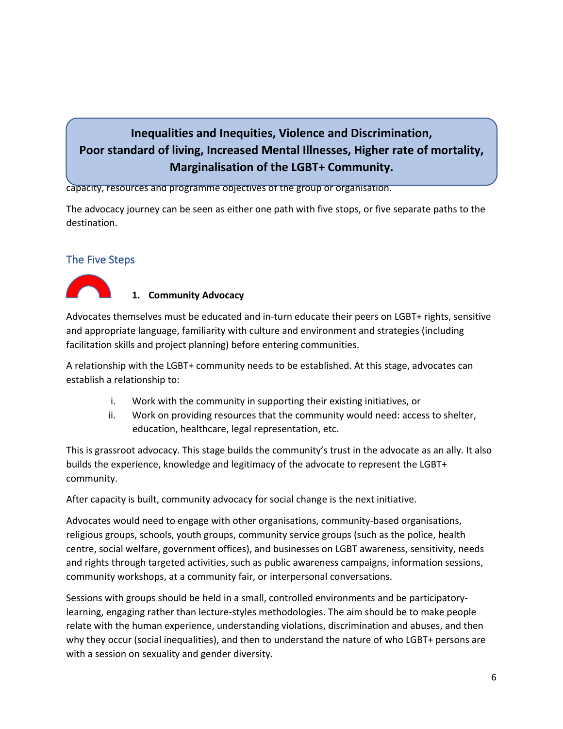**Inequalities and Inequities, Violence and Discrimination, Poor standard of living, Increased Mental Illnesses, Higher rate of mortality, Marginalisation of the LGBT+ Community.**

capacity, resources and programme objectives of the group or organisation.

The advocacy journey can be seen as either one path with five stops, or five separate paths to the destination.

## The Five Steps

### 1. Community Advocacy

Advocates themselves must be educated and in-turn educate their peers on LGBT+ rights, sensitive and appropriate language, familiarity with culture and environment and strategies (including facilitation skills and project planning) before entering communities.

A relationship with the LGBT+ community needs to be established. At this stage, advocates can establish a relationship to:

i. Work with the community in supporting their existing initiatives, or
ii. Work on providing resources that the community would need: access to shelter, education, healthcare, legal representation, etc.

This is grassroot advocacy. This stage builds the community's trust in the advocate as an ally. It also builds the experience, knowledge and legitimacy of the advocate to represent the LGBT+ community.

After capacity is built, community advocacy for social change is the next initiative.

Advocates would need to engage with other organisations, community-based organisations, religious groups, schools, youth groups, community service groups (such as the police, health centre, social welfare, government offices), and businesses on LGBT awareness, sensitivity, needs and rights through targeted activities, such as public awareness campaigns, information sessions, community workshops, at a community fair, or interpersonal conversations.

Sessions with groups should be held in a small, controlled environments and be participatory-learning, engaging rather than lecture-styles methodologies. The aim should be to make people relate with the human experience, understanding violations, discrimination and abuses, and then why they occur (social inequalities), and then to understand the nature of who LGBT+ persons are with a session on sexuality and gender diversity.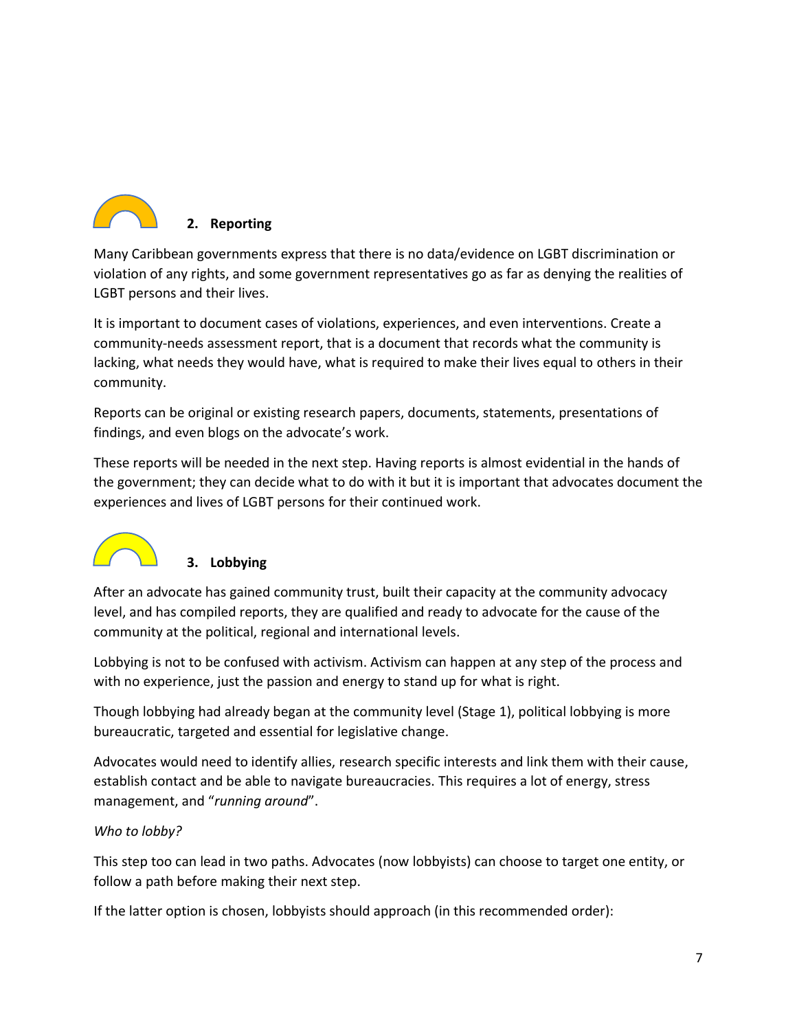## 2. Reporting

Many Caribbean governments express that there is no data/evidence on LGBT discrimination or violation of any rights, and some government representatives go as far as denying the realities of LGBT persons and their lives.

It is important to document cases of violations, experiences, and even interventions. Create a community-needs assessment report, that is a document that records what the community is lacking, what needs they would have, what is required to make their lives equal to others in their community.

Reports can be original or existing research papers, documents, statements, presentations of findings, and even blogs on the advocate's work.

These reports will be needed in the next step. Having reports is almost evidential in the hands of the government; they can decide what to do with it but it is important that advocates document the experiences and lives of LGBT persons for their continued work.

## 3. Lobbying

After an advocate has gained community trust, built their capacity at the community advocacy level, and has compiled reports, they are qualified and ready to advocate for the cause of the community at the political, regional and international levels.

Lobbying is not to be confused with activism. Activism can happen at any step of the process and with no experience, just the passion and energy to stand up for what is right.

Though lobbying had already began at the community level (Stage 1), political lobbying is more bureaucratic, targeted and essential for legislative change.

Advocates would need to identify allies, research specific interests and link them with their cause, establish contact and be able to navigate bureaucracies. This requires a lot of energy, stress management, and "*running around*".

*Who to lobby?*

This step too can lead in two paths. Advocates (now lobbyists) can choose to target one entity, or follow a path before making their next step.

If the latter option is chosen, lobbyists should approach (in this recommended order):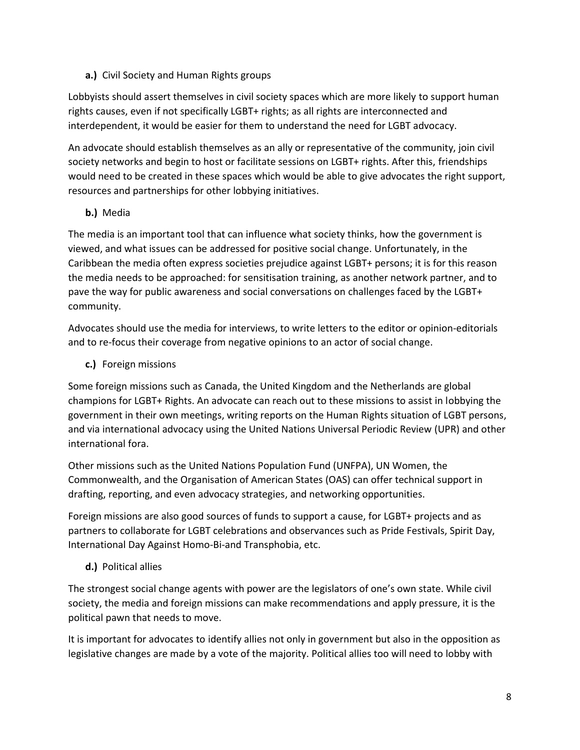**a.)** Civil Society and Human Rights groups

Lobbyists should assert themselves in civil society spaces which are more likely to support human rights causes, even if not specifically LGBT+ rights; as all rights are interconnected and interdependent, it would be easier for them to understand the need for LGBT advocacy.

An advocate should establish themselves as an ally or representative of the community, join civil society networks and begin to host or facilitate sessions on LGBT+ rights. After this, friendships would need to be created in these spaces which would be able to give advocates the right support, resources and partnerships for other lobbying initiatives.

**b.)** Media

The media is an important tool that can influence what society thinks, how the government is viewed, and what issues can be addressed for positive social change. Unfortunately, in the Caribbean the media often express societies prejudice against LGBT+ persons; it is for this reason the media needs to be approached: for sensitisation training, as another network partner, and to pave the way for public awareness and social conversations on challenges faced by the LGBT+ community.

Advocates should use the media for interviews, to write letters to the editor or opinion-editorials and to re-focus their coverage from negative opinions to an actor of social change.

**c.)** Foreign missions

Some foreign missions such as Canada, the United Kingdom and the Netherlands are global champions for LGBT+ Rights. An advocate can reach out to these missions to assist in lobbying the government in their own meetings, writing reports on the Human Rights situation of LGBT persons, and via international advocacy using the United Nations Universal Periodic Review (UPR) and other international fora.

Other missions such as the United Nations Population Fund (UNFPA), UN Women, the Commonwealth, and the Organisation of American States (OAS) can offer technical support in drafting, reporting, and even advocacy strategies, and networking opportunities.

Foreign missions are also good sources of funds to support a cause, for LGBT+ projects and as partners to collaborate for LGBT celebrations and observances such as Pride Festivals, Spirit Day, International Day Against Homo-Bi-and Transphobia, etc.

**d.)** Political allies

The strongest social change agents with power are the legislators of one's own state. While civil society, the media and foreign missions can make recommendations and apply pressure, it is the political pawn that needs to move.

It is important for advocates to identify allies not only in government but also in the opposition as legislative changes are made by a vote of the majority. Political allies too will need to lobby with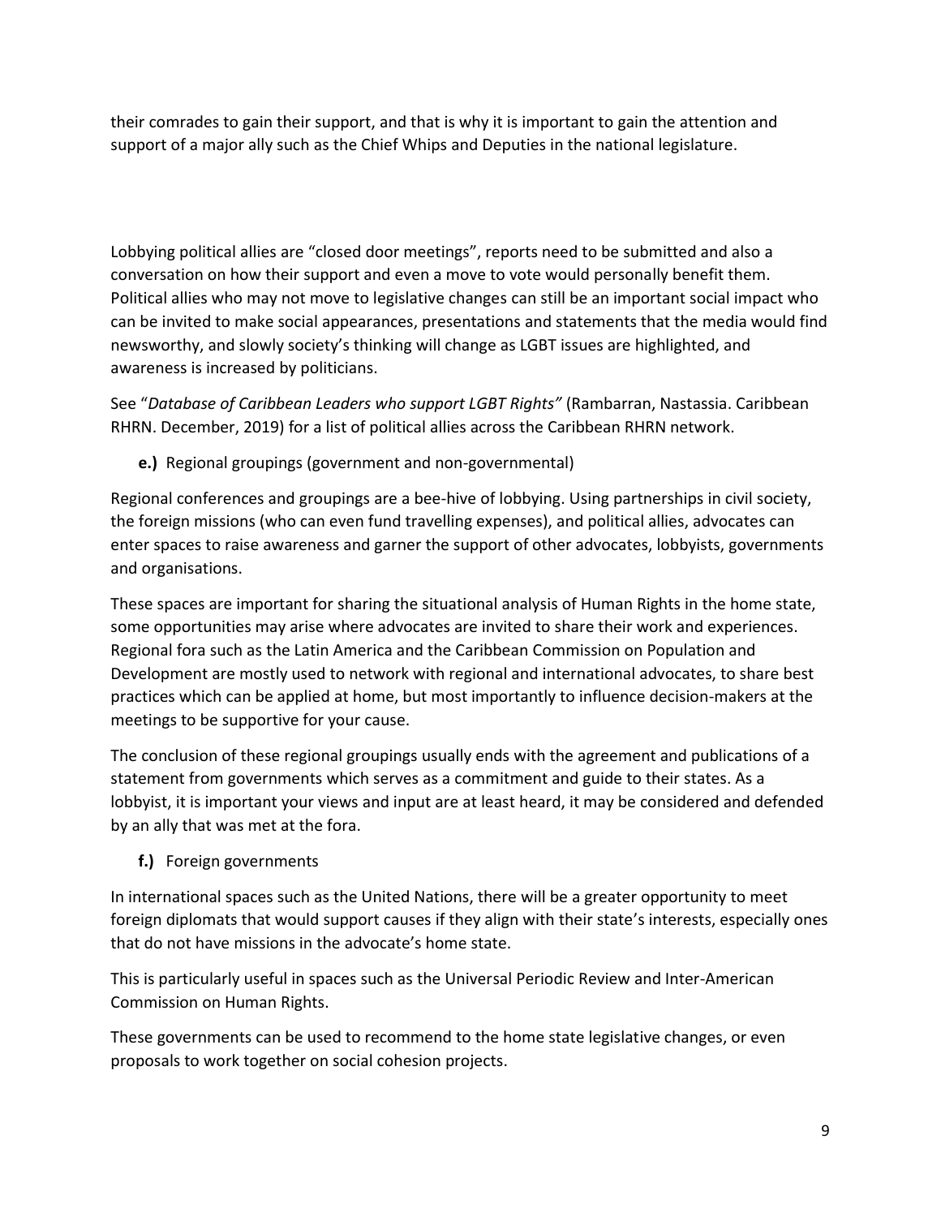their comrades to gain their support, and that is why it is important to gain the attention and support of a major ally such as the Chief Whips and Deputies in the national legislature.

Lobbying political allies are "closed door meetings", reports need to be submitted and also a conversation on how their support and even a move to vote would personally benefit them. Political allies who may not move to legislative changes can still be an important social impact who can be invited to make social appearances, presentations and statements that the media would find newsworthy, and slowly society's thinking will change as LGBT issues are highlighted, and awareness is increased by politicians.

See "*Database of Caribbean Leaders who support LGBT Rights"* (Rambarran, Nastassia. Caribbean RHRN. December, 2019) for a list of political allies across the Caribbean RHRN network.

**e.)** Regional groupings (government and non-governmental)

Regional conferences and groupings are a bee-hive of lobbying. Using partnerships in civil society, the foreign missions (who can even fund travelling expenses), and political allies, advocates can enter spaces to raise awareness and garner the support of other advocates, lobbyists, governments and organisations.

These spaces are important for sharing the situational analysis of Human Rights in the home state, some opportunities may arise where advocates are invited to share their work and experiences. Regional fora such as the Latin America and the Caribbean Commission on Population and Development are mostly used to network with regional and international advocates, to share best practices which can be applied at home, but most importantly to influence decision-makers at the meetings to be supportive for your cause.

The conclusion of these regional groupings usually ends with the agreement and publications of a statement from governments which serves as a commitment and guide to their states. As a lobbyist, it is important your views and input are at least heard, it may be considered and defended by an ally that was met at the fora.

**f.)** Foreign governments

In international spaces such as the United Nations, there will be a greater opportunity to meet foreign diplomats that would support causes if they align with their state's interests, especially ones that do not have missions in the advocate's home state.

This is particularly useful in spaces such as the Universal Periodic Review and Inter-American Commission on Human Rights.

These governments can be used to recommend to the home state legislative changes, or even proposals to work together on social cohesion projects.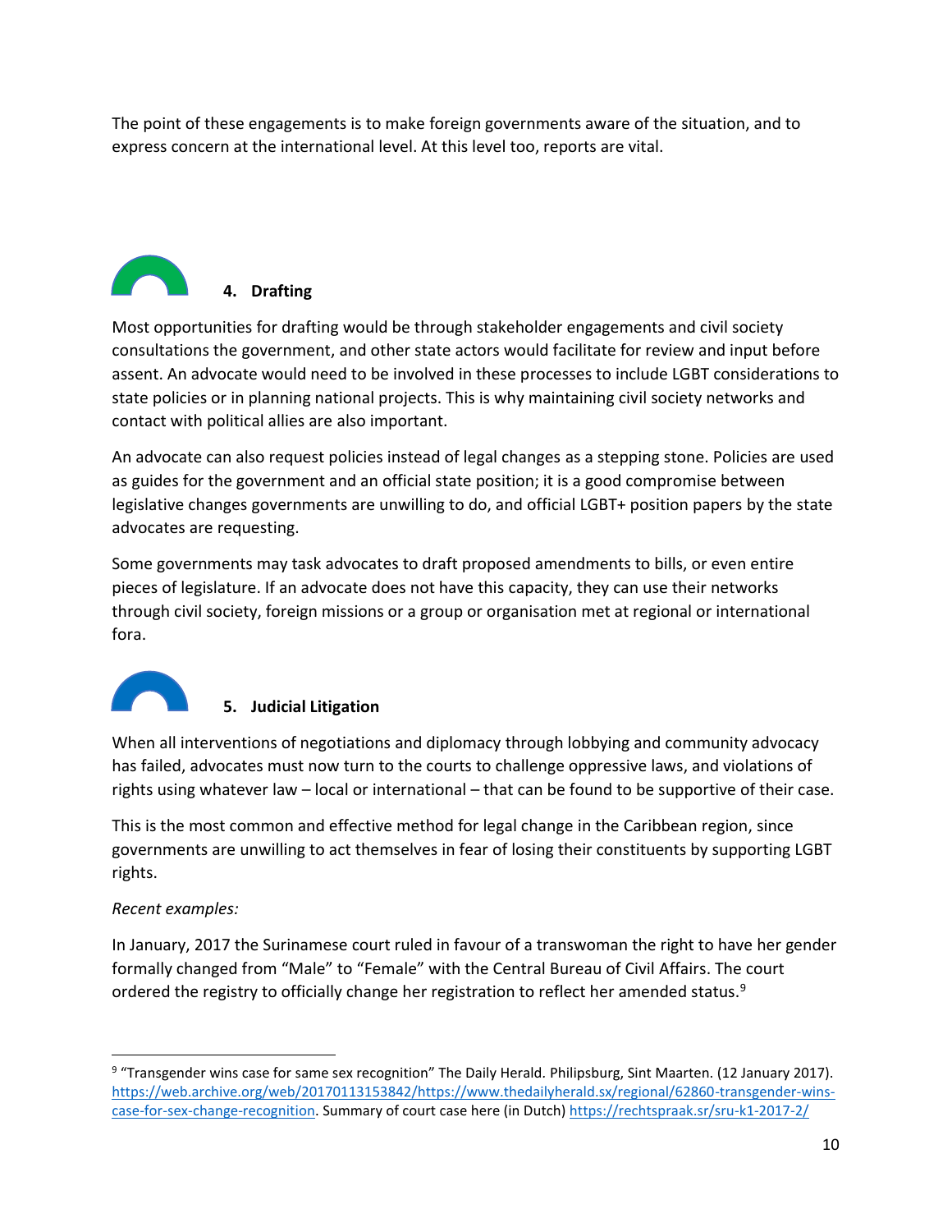The point of these engagements is to make foreign governments aware of the situation, and to express concern at the international level. At this level too, reports are vital.

## 4. Drafting

Most opportunities for drafting would be through stakeholder engagements and civil society consultations the government, and other state actors would facilitate for review and input before assent. An advocate would need to be involved in these processes to include LGBT considerations to state policies or in planning national projects. This is why maintaining civil society networks and contact with political allies are also important.

An advocate can also request policies instead of legal changes as a stepping stone. Policies are used as guides for the government and an official state position; it is a good compromise between legislative changes governments are unwilling to do, and official LGBT+ position papers by the state advocates are requesting.

Some governments may task advocates to draft proposed amendments to bills, or even entire pieces of legislature. If an advocate does not have this capacity, they can use their networks through civil society, foreign missions or a group or organisation met at regional or international fora.

## 5. Judicial Litigation

When all interventions of negotiations and diplomacy through lobbying and community advocacy has failed, advocates must now turn to the courts to challenge oppressive laws, and violations of rights using whatever law – local or international – that can be found to be supportive of their case.

This is the most common and effective method for legal change in the Caribbean region, since governments are unwilling to act themselves in fear of losing their constituents by supporting LGBT rights.

*Recent examples:*

In January, 2017 the Surinamese court ruled in favour of a transwoman the right to have her gender formally changed from "Male" to "Female" with the Central Bureau of Civil Affairs. The court ordered the registry to officially change her registration to reflect her amended status.[9]

---

[9] "Transgender wins case for same sex recognition" The Daily Herald. Philipsburg, Sint Maarten. (12 January 2017). https://web.archive.org/web/20170113153842/https://www.thedailyherald.sx/regional/62860-transgender-wins-case-for-sex-change-recognition. Summary of court case here (in Dutch) https://rechtspraak.sr/sru-k1-2017-2/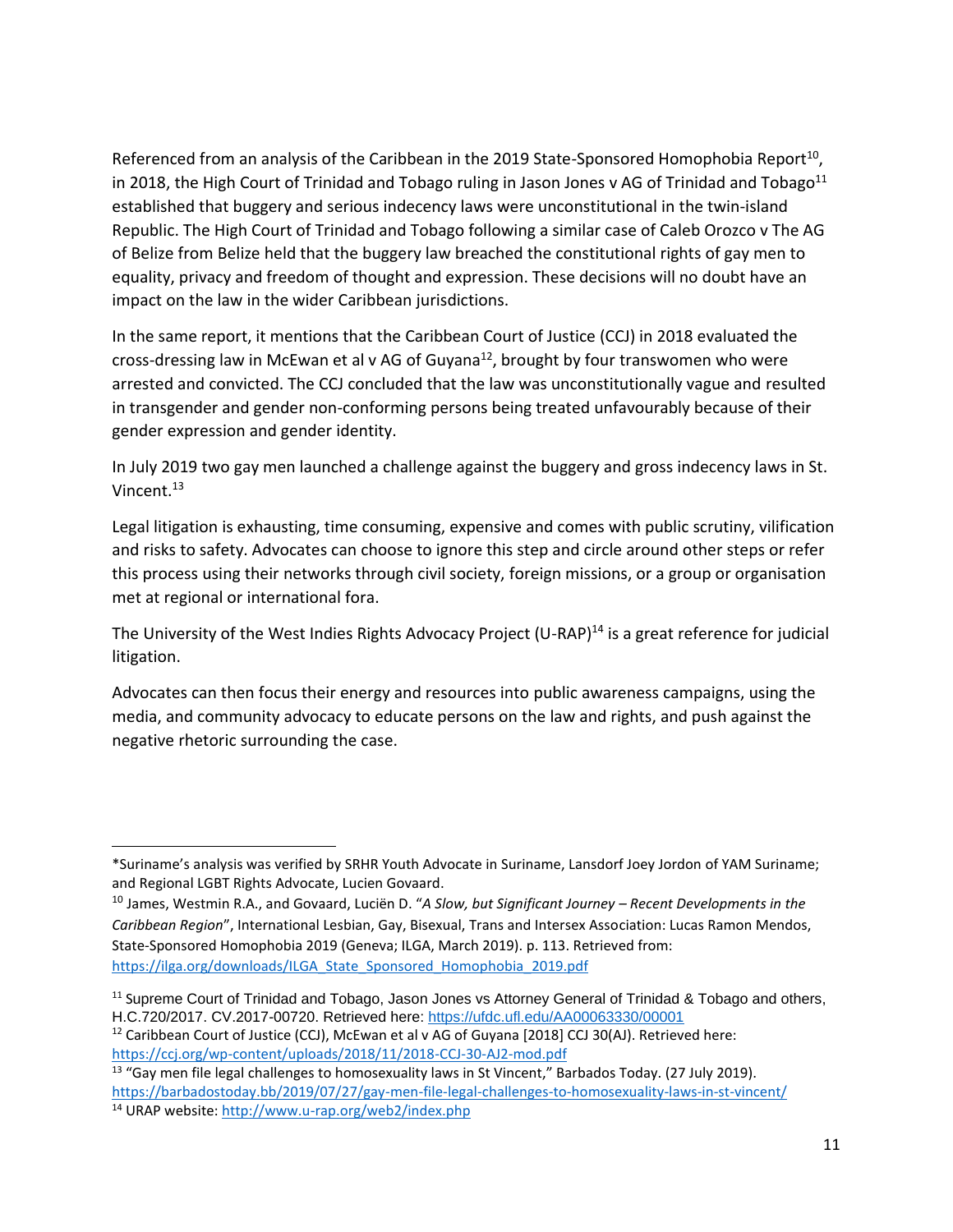Referenced from an analysis of the Caribbean in the 2019 State-Sponsored Homophobia Report[10], in 2018, the High Court of Trinidad and Tobago ruling in Jason Jones v AG of Trinidad and Tobago[11] established that buggery and serious indecency laws were unconstitutional in the twin-island Republic. The High Court of Trinidad and Tobago following a similar case of Caleb Orozco v The AG of Belize from Belize held that the buggery law breached the constitutional rights of gay men to equality, privacy and freedom of thought and expression. These decisions will no doubt have an impact on the law in the wider Caribbean jurisdictions.

In the same report, it mentions that the Caribbean Court of Justice (CCJ) in 2018 evaluated the cross-dressing law in McEwan et al v AG of Guyana[12], brought by four transwomen who were arrested and convicted. The CCJ concluded that the law was unconstitutionally vague and resulted in transgender and gender non-conforming persons being treated unfavourably because of their gender expression and gender identity.

In July 2019 two gay men launched a challenge against the buggery and gross indecency laws in St. Vincent.[13]

Legal litigation is exhausting, time consuming, expensive and comes with public scrutiny, vilification and risks to safety. Advocates can choose to ignore this step and circle around other steps or refer this process using their networks through civil society, foreign missions, or a group or organisation met at regional or international fora.

The University of the West Indies Rights Advocacy Project (U-RAP)[14] is a great reference for judicial litigation.

Advocates can then focus their energy and resources into public awareness campaigns, using the media, and community advocacy to educate persons on the law and rights, and push against the negative rhetoric surrounding the case.

---

*Suriname's analysis was verified by SRHR Youth Advocate in Suriname, Lansdorf Joey Jordon of YAM Suriname; and Regional LGBT Rights Advocate, Lucien Govaard.

[10] James, Westmin R.A., and Govaard, Luciën D. "*A Slow, but Significant Journey – Recent Developments in the Caribbean Region*", International Lesbian, Gay, Bisexual, Trans and Intersex Association: Lucas Ramon Mendos, State-Sponsored Homophobia 2019 (Geneva; ILGA, March 2019). p. 113. Retrieved from: https://ilga.org/downloads/ILGA_State_Sponsored_Homophobia_2019.pdf

[11] Supreme Court of Trinidad and Tobago, Jason Jones vs Attorney General of Trinidad & Tobago and others, H.C.720/2017. CV.2017-00720. Retrieved here: https://ufdc.ufl.edu/AA00063330/00001

[12] Caribbean Court of Justice (CCJ), McEwan et al v AG of Guyana [2018] CCJ 30(AJ). Retrieved here: https://ccj.org/wp-content/uploads/2018/11/2018-CCJ-30-AJ2-mod.pdf

[13] "Gay men file legal challenges to homosexuality laws in St Vincent," Barbados Today. (27 July 2019). https://barbadostoday.bb/2019/07/27/gay-men-file-legal-challenges-to-homosexuality-laws-in-st-vincent/

[14] URAP website: http://www.u-rap.org/web2/index.php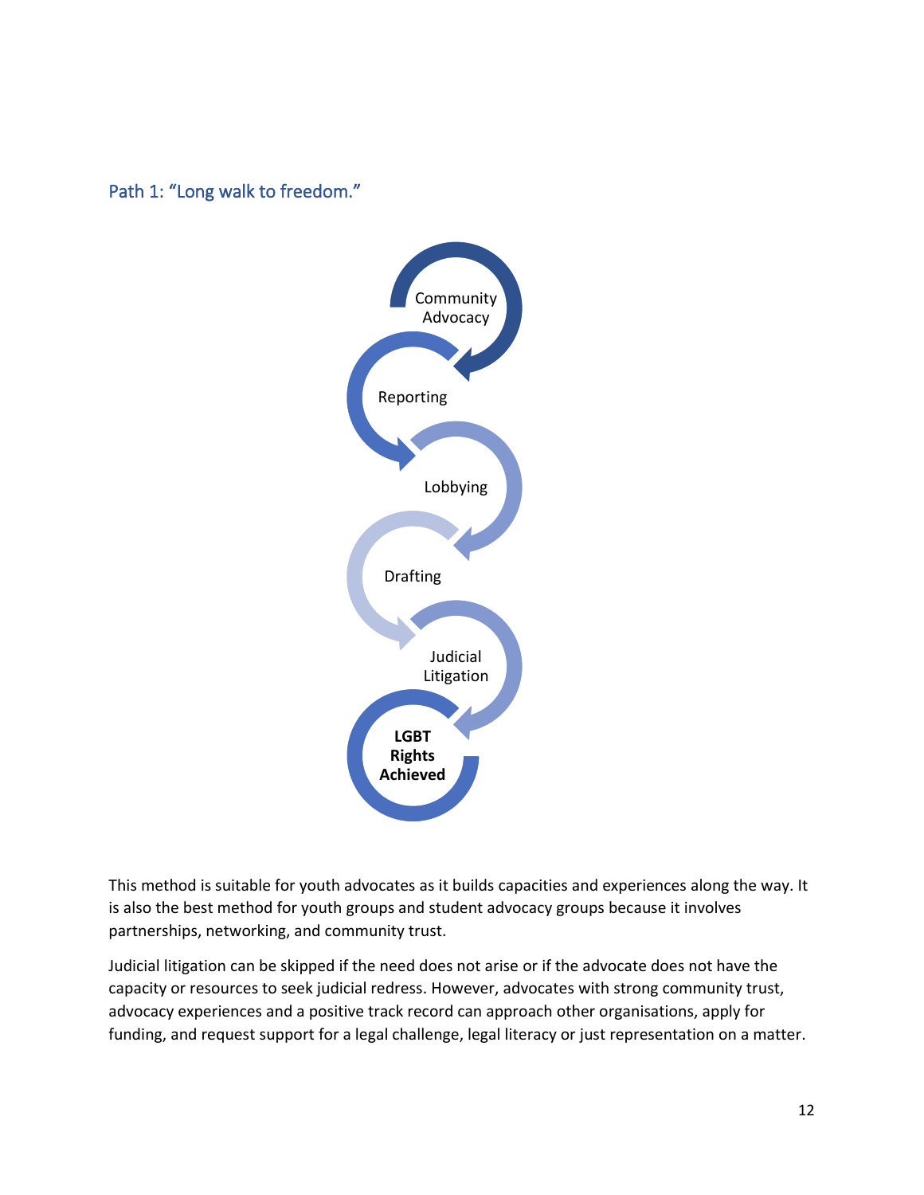## Path 1: "Long walk to freedom."

Community Advocacy

Reporting

Lobbying

Drafting

Judicial Litigation

**LGBT Rights Achieved**

This method is suitable for youth advocates as it builds capacities and experiences along the way. It is also the best method for youth groups and student advocacy groups because it involves partnerships, networking, and community trust.

Judicial litigation can be skipped if the need does not arise or if the advocate does not have the capacity or resources to seek judicial redress. However, advocates with strong community trust, advocacy experiences and a positive track record can approach other organisations, apply for funding, and request support for a legal challenge, legal literacy or just representation on a matter.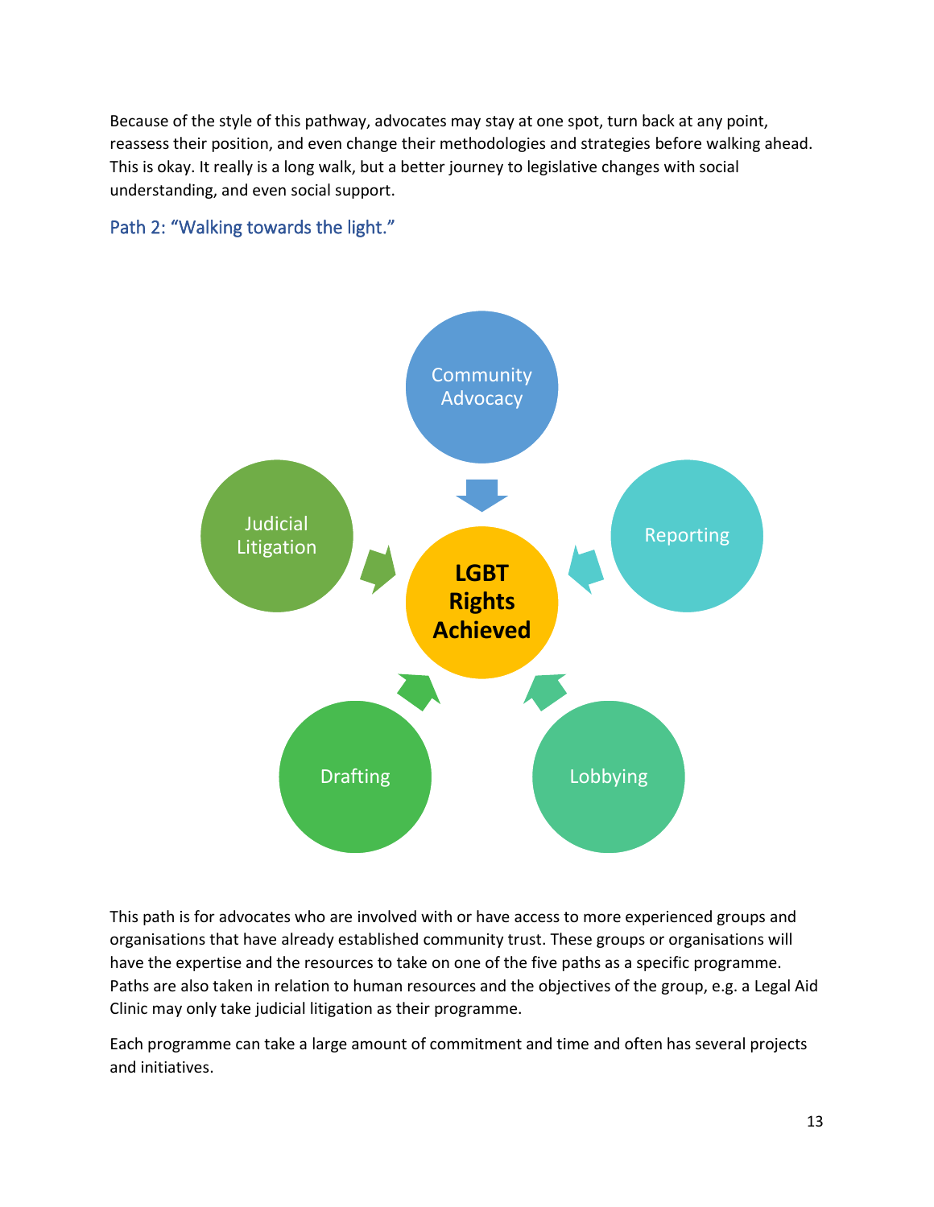Because of the style of this pathway, advocates may stay at one spot, turn back at any point, reassess their position, and even change their methodologies and strategies before walking ahead. This is okay. It really is a long walk, but a better journey to legislative changes with social understanding, and even social support.

## Path 2: "Walking towards the light."

Community Advocacy

Judicial Litigation

Reporting

**LGBT Rights Achieved**

Drafting

Lobbying

This path is for advocates who are involved with or have access to more experienced groups and organisations that have already established community trust. These groups or organisations will have the expertise and the resources to take on one of the five paths as a specific programme. Paths are also taken in relation to human resources and the objectives of the group, e.g. a Legal Aid Clinic may only take judicial litigation as their programme.

Each programme can take a large amount of commitment and time and often has several projects and initiatives.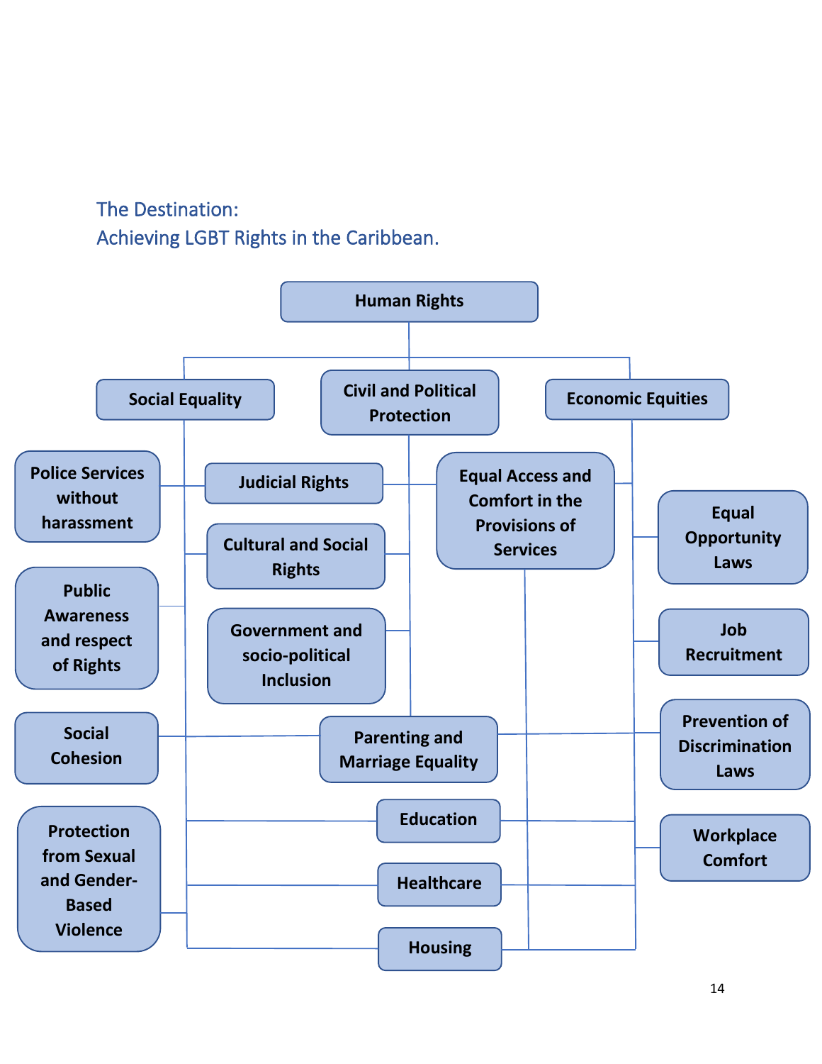## The Destination:
## Achieving LGBT Rights in the Caribbean.

- **Human Rights**
  - **Social Equality**
  - **Civil and Political Protection**
  - **Economic Equities**
- Police Services without harassment
- Judicial Rights
- Equal Access and Comfort in the Provisions of Services
- Equal Opportunity Laws
- Cultural and Social Rights
- Public Awareness and respect of Rights
- Government and socio-political Inclusion
- Job Recruitment
- Social Cohesion
- Parenting and Marriage Equality
- Prevention of Discrimination Laws
- Education
- Workplace Comfort
- Protection from Sexual and Gender-Based Violence
- Healthcare
- Housing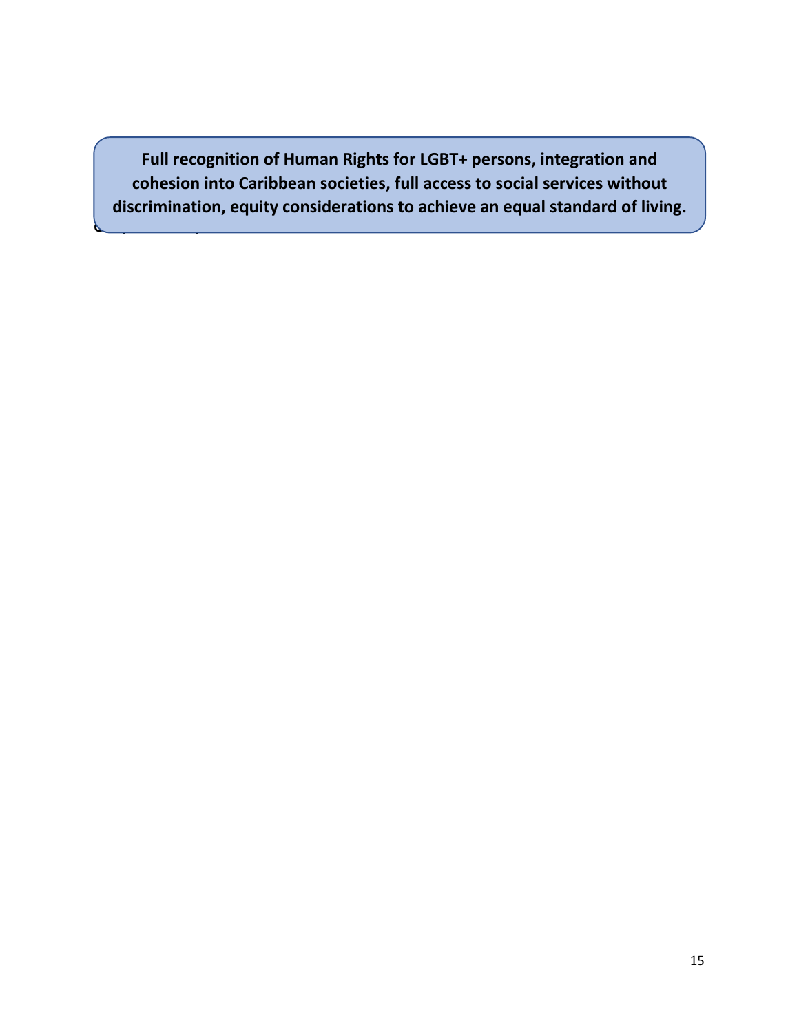**Full recognition of Human Rights for LGBT+ persons, integration and cohesion into Caribbean societies, full access to social services without discrimination, equity considerations to achieve an equal standard of living.**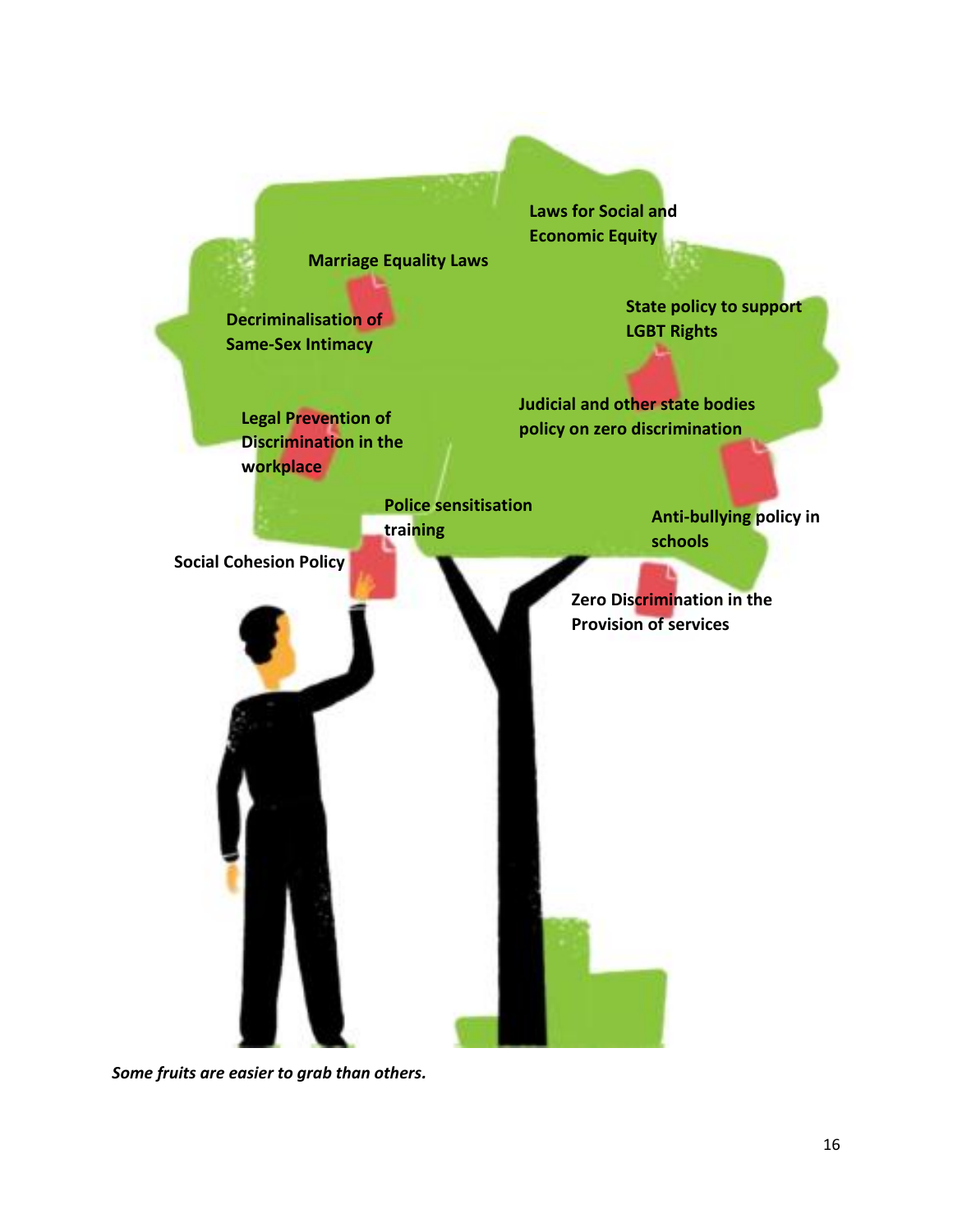Marriage Equality Laws

Laws for Social and Economic Equity

Decriminalisation of Same-Sex Intimacy

State policy to support LGBT Rights

Legal Prevention of Discrimination in the workplace

Judicial and other state bodies policy on zero discrimination

Police sensitisation training

Anti-bullying policy in schools

Social Cohesion Policy

Zero Discrimination in the Provision of services

*Some fruits are easier to grab than others.*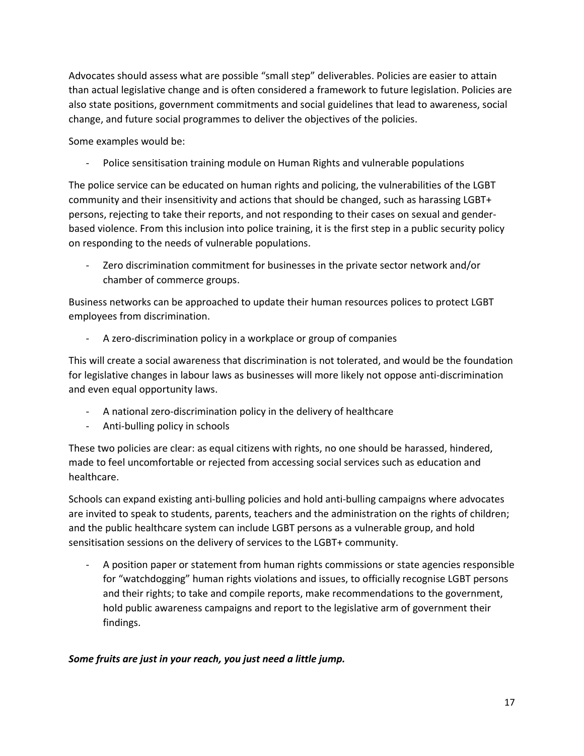Advocates should assess what are possible "small step" deliverables. Policies are easier to attain than actual legislative change and is often considered a framework to future legislation. Policies are also state positions, government commitments and social guidelines that lead to awareness, social change, and future social programmes to deliver the objectives of the policies.

Some examples would be:

- Police sensitisation training module on Human Rights and vulnerable populations

The police service can be educated on human rights and policing, the vulnerabilities of the LGBT community and their insensitivity and actions that should be changed, such as harassing LGBT+ persons, rejecting to take their reports, and not responding to their cases on sexual and gender-based violence. From this inclusion into police training, it is the first step in a public security policy on responding to the needs of vulnerable populations.

- Zero discrimination commitment for businesses in the private sector network and/or chamber of commerce groups.

Business networks can be approached to update their human resources polices to protect LGBT employees from discrimination.

- A zero-discrimination policy in a workplace or group of companies

This will create a social awareness that discrimination is not tolerated, and would be the foundation for legislative changes in labour laws as businesses will more likely not oppose anti-discrimination and even equal opportunity laws.

- A national zero-discrimination policy in the delivery of healthcare
- Anti-bulling policy in schools

These two policies are clear: as equal citizens with rights, no one should be harassed, hindered, made to feel uncomfortable or rejected from accessing social services such as education and healthcare.

Schools can expand existing anti-bulling policies and hold anti-bulling campaigns where advocates are invited to speak to students, parents, teachers and the administration on the rights of children; and the public healthcare system can include LGBT persons as a vulnerable group, and hold sensitisation sessions on the delivery of services to the LGBT+ community.

- A position paper or statement from human rights commissions or state agencies responsible for "watchdogging" human rights violations and issues, to officially recognise LGBT persons and their rights; to take and compile reports, make recommendations to the government, hold public awareness campaigns and report to the legislative arm of government their findings.

***Some fruits are just in your reach, you just need a little jump.***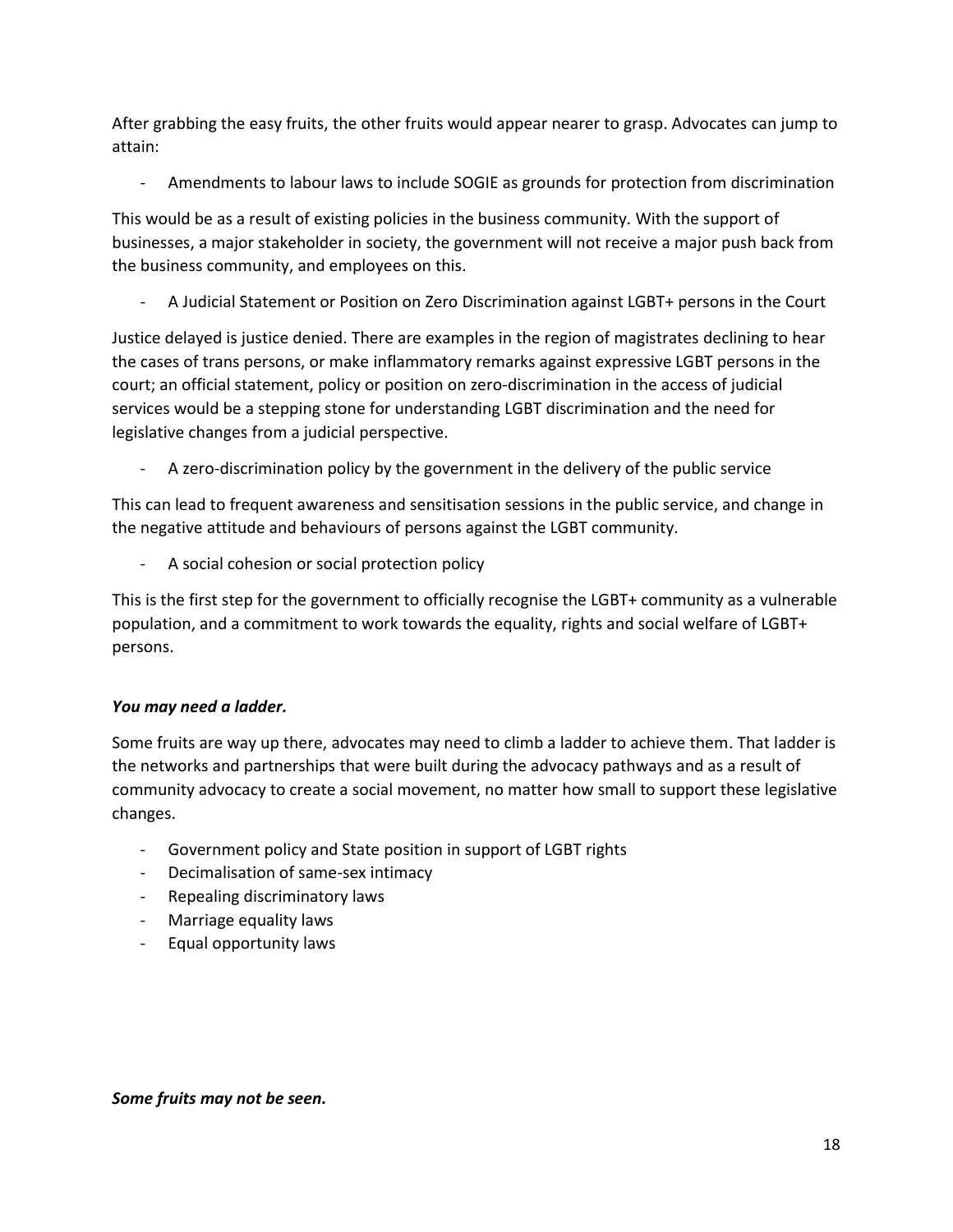After grabbing the easy fruits, the other fruits would appear nearer to grasp. Advocates can jump to attain:

- Amendments to labour laws to include SOGIE as grounds for protection from discrimination

This would be as a result of existing policies in the business community. With the support of businesses, a major stakeholder in society, the government will not receive a major push back from the business community, and employees on this.

- A Judicial Statement or Position on Zero Discrimination against LGBT+ persons in the Court

Justice delayed is justice denied. There are examples in the region of magistrates declining to hear the cases of trans persons, or make inflammatory remarks against expressive LGBT persons in the court; an official statement, policy or position on zero-discrimination in the access of judicial services would be a stepping stone for understanding LGBT discrimination and the need for legislative changes from a judicial perspective.

- A zero-discrimination policy by the government in the delivery of the public service

This can lead to frequent awareness and sensitisation sessions in the public service, and change in the negative attitude and behaviours of persons against the LGBT community.

- A social cohesion or social protection policy

This is the first step for the government to officially recognise the LGBT+ community as a vulnerable population, and a commitment to work towards the equality, rights and social welfare of LGBT+ persons.

***You may need a ladder.***

Some fruits are way up there, advocates may need to climb a ladder to achieve them. That ladder is the networks and partnerships that were built during the advocacy pathways and as a result of community advocacy to create a social movement, no matter how small to support these legislative changes.

- Government policy and State position in support of LGBT rights
- Decimalisation of same-sex intimacy
- Repealing discriminatory laws
- Marriage equality laws
- Equal opportunity laws

***Some fruits may not be seen.***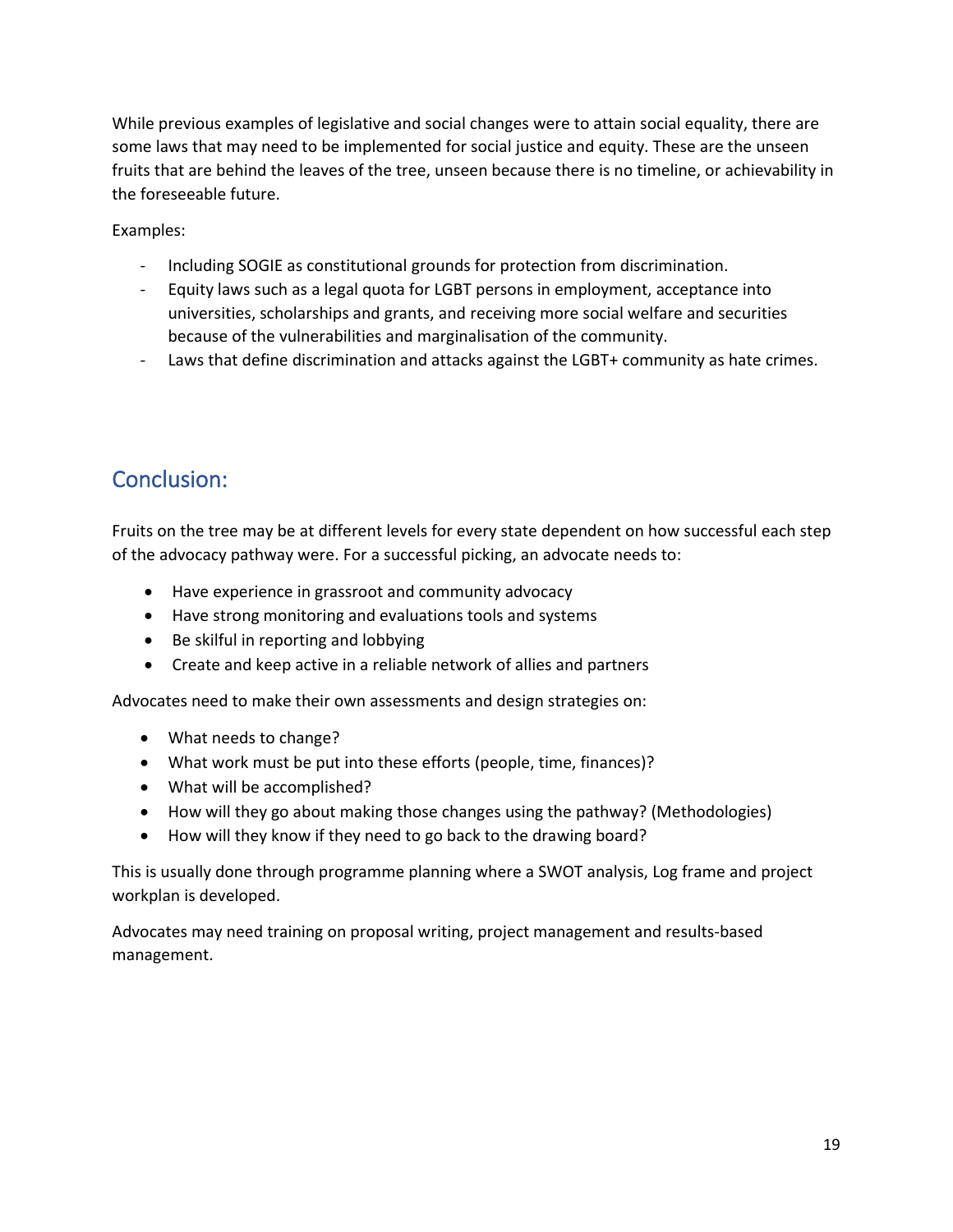While previous examples of legislative and social changes were to attain social equality, there are some laws that may need to be implemented for social justice and equity. These are the unseen fruits that are behind the leaves of the tree, unseen because there is no timeline, or achievability in the foreseeable future.

Examples:

- Including SOGIE as constitutional grounds for protection from discrimination.
- Equity laws such as a legal quota for LGBT persons in employment, acceptance into universities, scholarships and grants, and receiving more social welfare and securities because of the vulnerabilities and marginalisation of the community.
- Laws that define discrimination and attacks against the LGBT+ community as hate crimes.

## Conclusion:

Fruits on the tree may be at different levels for every state dependent on how successful each step of the advocacy pathway were. For a successful picking, an advocate needs to:

- Have experience in grassroot and community advocacy
- Have strong monitoring and evaluations tools and systems
- Be skilful in reporting and lobbying
- Create and keep active in a reliable network of allies and partners

Advocates need to make their own assessments and design strategies on:

- What needs to change?
- What work must be put into these efforts (people, time, finances)?
- What will be accomplished?
- How will they go about making those changes using the pathway? (Methodologies)
- How will they know if they need to go back to the drawing board?

This is usually done through programme planning where a SWOT analysis, Log frame and project workplan is developed.

Advocates may need training on proposal writing, project management and results-based management.